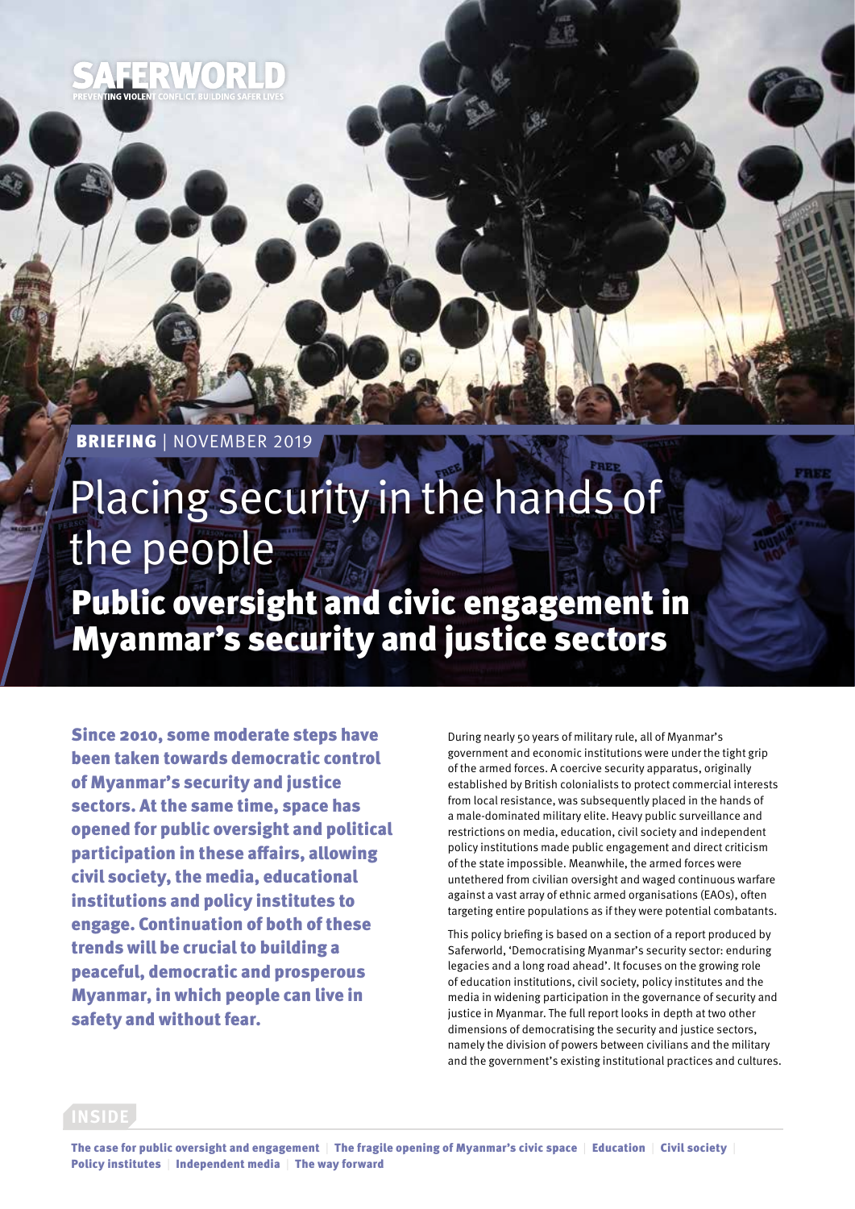SAFERWORLD

PREVENTING VIOLENT CONFLICT. BUILDING SAFER LIVES

**BRIEFING** | NOVEMBER 2019

# Placing security in the hands of the people

## Public oversight and civic engagement in Myanmar's security and justice sectors

**Since 2010, some moderate steps have been taken towards democratic control of Myanmar's security and justice sectors. At the same time, space has opened for public oversight and political participation in these affairs, allowing civil society, the media, educational institutions and policy institutes to engage. Continuation of both of these trends will be crucial to building a peaceful, democratic and prosperous Myanmar, in which people can live in safety and without fear.**

During nearly 50 years of military rule, all of Myanmar's government and economic institutions were under the tight grip of the armed forces. A coercive security apparatus, originally established by British colonialists to protect commercial interests from local resistance, was subsequently placed in the hands of a male-dominated military elite. Heavy public surveillance and restrictions on media, education, civil society and independent policy institutions made public engagement and direct criticism of the state impossible. Meanwhile, the armed forces were untethered from civilian oversight and waged continuous warfare against a vast array of ethnic armed organisations (EAOs), often targeting entire populations as if they were potential combatants.

This policy briefing is based on a section of a report produced by Saferworld, 'Democratising Myanmar's security sector: enduring legacies and a long road ahead'. It focuses on the growing role of education institutions, civil society, policy institutes and the media in widening participation in the governance of security and justice in Myanmar. The full report looks in depth at two other dimensions of democratising the security and justice sectors, namely the division of powers between civilians and the military and the government's existing institutional practices and cultures.

**INSIDE**

The case for public oversight and engagement | The fragile opening of Myanmar's civic space | Education | Civil society | Policy institutes | Independent media | The way forward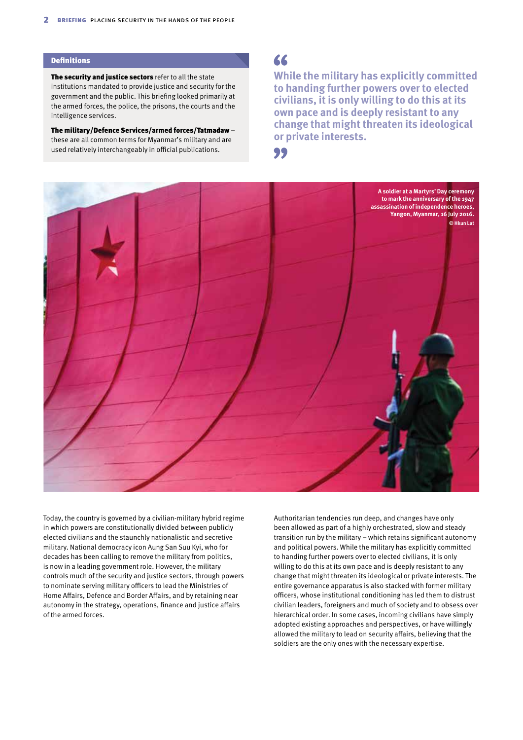## Definitions

**The security and justice sectors** refer to all the state institutions mandated to provide justice and security for the government and the public. This briefing looked primarily at the armed forces, the police, the prisons, the courts and the intelligence services.

**The military/Defence Services/armed forces/Tatmadaw** – these are all common terms for Myanmar's military and are used relatively interchangeably in official publications.

> **While the military has explicitly committed to handing further powers over to elected civilians, it is only willing to do this at its own pace and is deeply resistant to any change that might threaten its ideological or private interests.**

A soldier at a Martyrs' Day ceremony to mark the anniversary of the 1947 assassination of independence heroes, Yangon, Myanmar, 16 July 2016. © Hkun Lat

Today, the country is governed by a civilian-military hybrid regime in which powers are constitutionally divided between publicly elected civilians and the staunchly nationalistic and secretive military. National democracy icon Aung San Suu Kyi, who for decades has been calling to remove the military from politics, is now in a leading government role. However, the military controls much of the security and justice sectors, through powers to nominate serving military officers to lead the Ministries of Home Affairs, Defence and Border Affairs, and by retaining near autonomy in the strategy, operations, finance and justice affairs of the armed forces.

Authoritarian tendencies run deep, and changes have only been allowed as part of a highly orchestrated, slow and steady transition run by the military – which retains significant autonomy and political powers. While the military has explicitly committed to handing further powers over to elected civilians, it is only willing to do this at its own pace and is deeply resistant to any change that might threaten its ideological or private interests. The entire governance apparatus is also stacked with former military officers, whose institutional conditioning has led them to distrust civilian leaders, foreigners and much of society and to obsess over hierarchical order. In some cases, incoming civilians have simply adopted existing approaches and perspectives, or have willingly allowed the military to lead on security affairs, believing that the soldiers are the only ones with the necessary expertise.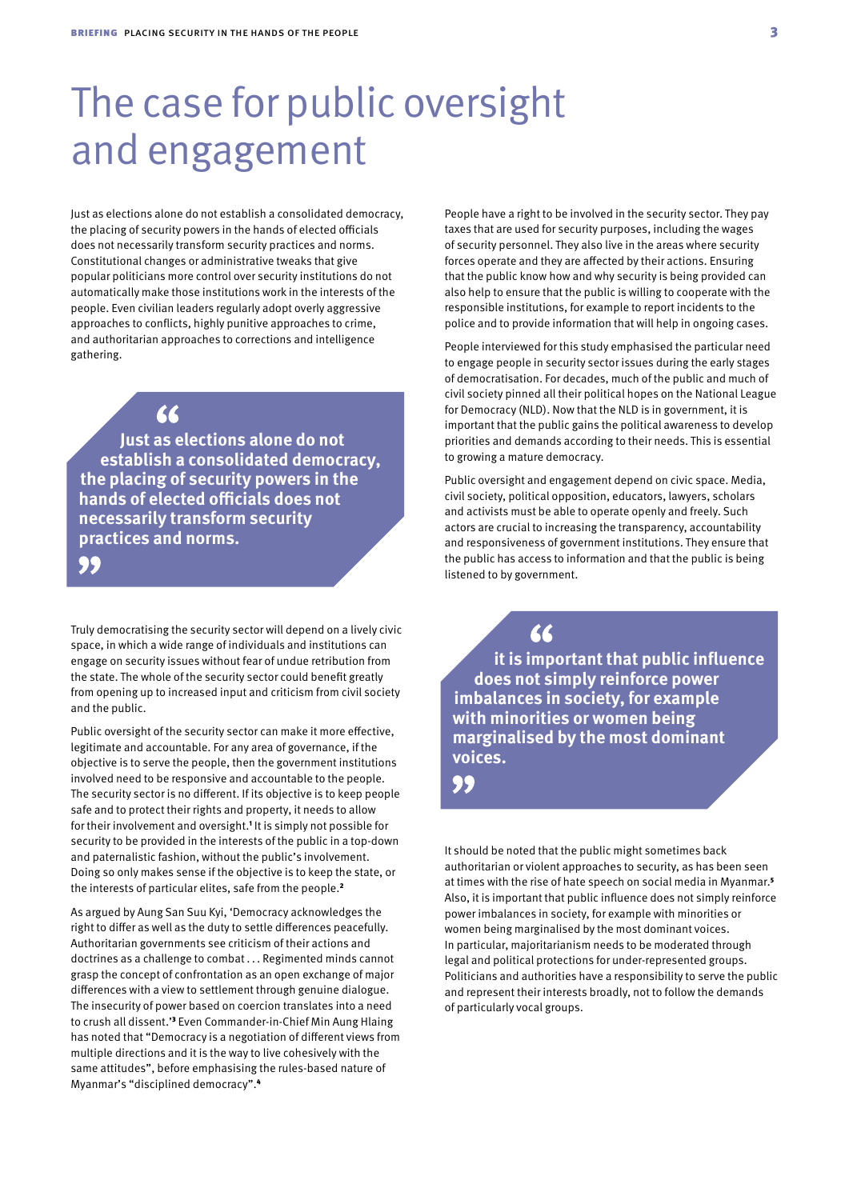# The case for public oversight and engagement

Just as elections alone do not establish a consolidated democracy, the placing of security powers in the hands of elected officials does not necessarily transform security practices and norms. Constitutional changes or administrative tweaks that give popular politicians more control over security institutions do not automatically make those institutions work in the interests of the people. Even civilian leaders regularly adopt overly aggressive approaches to conflicts, highly punitive approaches to crime, and authoritarian approaches to corrections and intelligence gathering.

> **Just as elections alone do not establish a consolidated democracy, the placing of security powers in the hands of elected officials does not necessarily transform security practices and norms.**

Truly democratising the security sector will depend on a lively civic space, in which a wide range of individuals and institutions can engage on security issues without fear of undue retribution from the state. The whole of the security sector could benefit greatly from opening up to increased input and criticism from civil society and the public.

Public oversight of the security sector can make it more effective, legitimate and accountable. For any area of governance, if the objective is to serve the people, then the government institutions involved need to be responsive and accountable to the people. The security sector is no different. If its objective is to keep people safe and to protect their rights and property, it needs to allow for their involvement and oversight.[1] It is simply not possible for security to be provided in the interests of the public in a top-down and paternalistic fashion, without the public's involvement. Doing so only makes sense if the objective is to keep the state, or the interests of particular elites, safe from the people.[2]

As argued by Aung San Suu Kyi, 'Democracy acknowledges the right to differ as well as the duty to settle differences peacefully. Authoritarian governments see criticism of their actions and doctrines as a challenge to combat . . . Regimented minds cannot grasp the concept of confrontation as an open exchange of major differences with a view to settlement through genuine dialogue. The insecurity of power based on coercion translates into a need to crush all dissent.'[3] Even Commander-in-Chief Min Aung Hlaing has noted that "Democracy is a negotiation of different views from multiple directions and it is the way to live cohesively with the same attitudes", before emphasising the rules-based nature of Myanmar's "disciplined democracy".[4]

People have a right to be involved in the security sector. They pay taxes that are used for security purposes, including the wages of security personnel. They also live in the areas where security forces operate and they are affected by their actions. Ensuring that the public know how and why security is being provided can also help to ensure that the public is willing to cooperate with the responsible institutions, for example to report incidents to the police and to provide information that will help in ongoing cases.

People interviewed for this study emphasised the particular need to engage people in security sector issues during the early stages of democratisation. For decades, much of the public and much of civil society pinned all their political hopes on the National League for Democracy (NLD). Now that the NLD is in government, it is important that the public gains the political awareness to develop priorities and demands according to their needs. This is essential to growing a mature democracy.

Public oversight and engagement depend on civic space. Media, civil society, political opposition, educators, lawyers, scholars and activists must be able to operate openly and freely. Such actors are crucial to increasing the transparency, accountability and responsiveness of government institutions. They ensure that the public has access to information and that the public is being listened to by government.

> **it is important that public influence does not simply reinforce power imbalances in society, for example with minorities or women being marginalised by the most dominant voices.**

It should be noted that the public might sometimes back authoritarian or violent approaches to security, as has been seen at times with the rise of hate speech on social media in Myanmar.[5] Also, it is important that public influence does not simply reinforce power imbalances in society, for example with minorities or women being marginalised by the most dominant voices. In particular, majoritarianism needs to be moderated through legal and political protections for under-represented groups. Politicians and authorities have a responsibility to serve the public and represent their interests broadly, not to follow the demands of particularly vocal groups.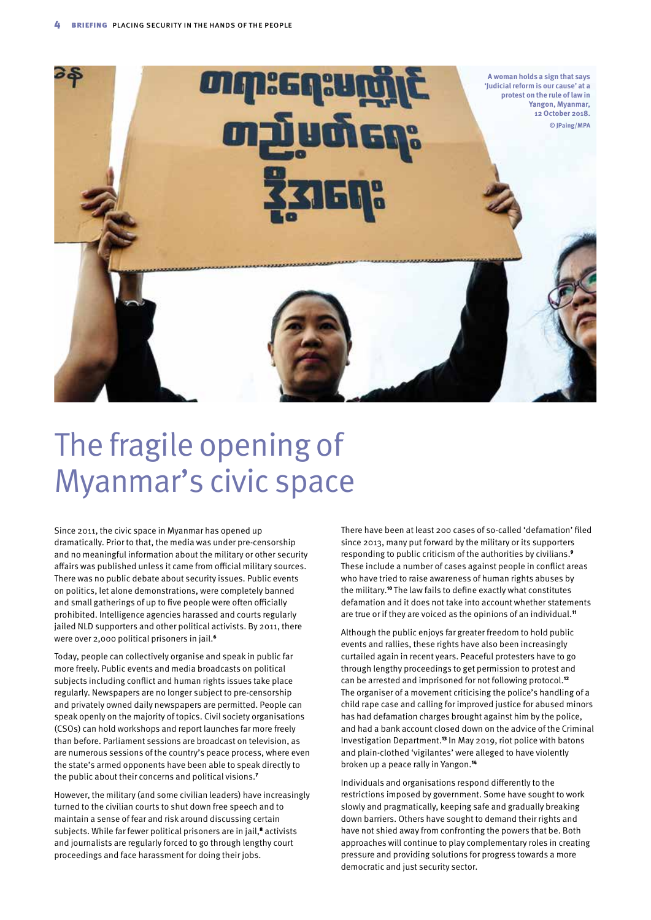A woman holds a sign that says 'Judicial reform is our cause' at a protest on the rule of law in Yangon, Myanmar, 12 October 2018.
© JPaing/MPA

# The fragile opening of Myanmar's civic space

Since 2011, the civic space in Myanmar has opened up dramatically. Prior to that, the media was under pre-censorship and no meaningful information about the military or other security affairs was published unless it came from official military sources. There was no public debate about security issues. Public events on politics, let alone demonstrations, were completely banned and small gatherings of up to five people were often officially prohibited. Intelligence agencies harassed and courts regularly jailed NLD supporters and other political activists. By 2011, there were over 2,000 political prisoners in jail.[6]

Today, people can collectively organise and speak in public far more freely. Public events and media broadcasts on political subjects including conflict and human rights issues take place regularly. Newspapers are no longer subject to pre-censorship and privately owned daily newspapers are permitted. People can speak openly on the majority of topics. Civil society organisations (CSOs) can hold workshops and report launches far more freely than before. Parliament sessions are broadcast on television, as are numerous sessions of the country's peace process, where even the state's armed opponents have been able to speak directly to the public about their concerns and political visions.[7]

However, the military (and some civilian leaders) have increasingly turned to the civilian courts to shut down free speech and to maintain a sense of fear and risk around discussing certain subjects. While far fewer political prisoners are in jail,[8] activists and journalists are regularly forced to go through lengthy court proceedings and face harassment for doing their jobs.

There have been at least 200 cases of so-called 'defamation' filed since 2013, many put forward by the military or its supporters responding to public criticism of the authorities by civilians.[9] These include a number of cases against people in conflict areas who have tried to raise awareness of human rights abuses by the military.[10] The law fails to define exactly what constitutes defamation and it does not take into account whether statements are true or if they are voiced as the opinions of an individual.[11]

Although the public enjoys far greater freedom to hold public events and rallies, these rights have also been increasingly curtailed again in recent years. Peaceful protesters have to go through lengthy proceedings to get permission to protest and can be arrested and imprisoned for not following protocol.[12] The organiser of a movement criticising the police's handling of a child rape case and calling for improved justice for abused minors has had defamation charges brought against him by the police, and had a bank account closed down on the advice of the Criminal Investigation Department.[13] In May 2019, riot police with batons and plain-clothed 'vigilantes' were alleged to have violently broken up a peace rally in Yangon.[14]

Individuals and organisations respond differently to the restrictions imposed by government. Some have sought to work slowly and pragmatically, keeping safe and gradually breaking down barriers. Others have sought to demand their rights and have not shied away from confronting the powers that be. Both approaches will continue to play complementary roles in creating pressure and providing solutions for progress towards a more democratic and just security sector.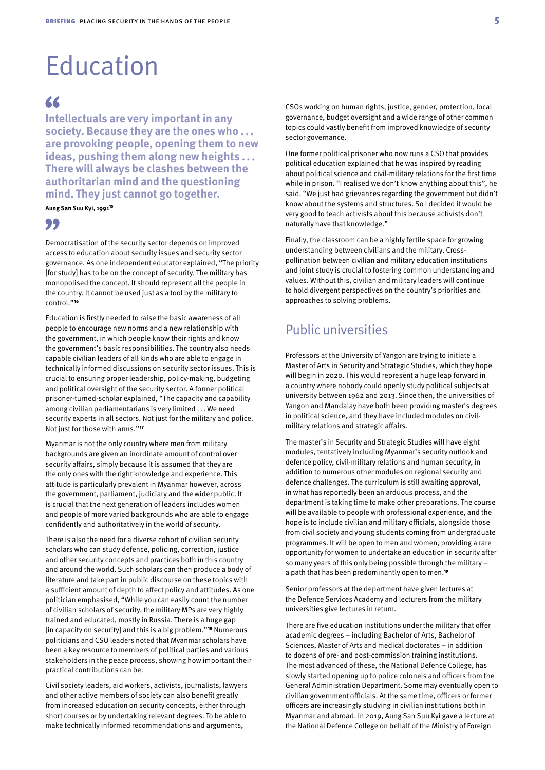# Education

> **Intellectuals are very important in any society. Because they are the ones who . . . are provoking people, opening them to new ideas, pushing them along new heights . . . There will always be clashes between the authoritarian mind and the questioning mind. They just cannot go together.**
>
> **Aung San Suu Kyi, 1991**[15]

Democratisation of the security sector depends on improved access to education about security issues and security sector governance. As one independent educator explained, "The priority [for study] has to be on the concept of security. The military has monopolised the concept. It should represent all the people in the country. It cannot be used just as a tool by the military to control."[16]

Education is firstly needed to raise the basic awareness of all people to encourage new norms and a new relationship with the government, in which people know their rights and know the government's basic responsibilities. The country also needs capable civilian leaders of all kinds who are able to engage in technically informed discussions on security sector issues. This is crucial to ensuring proper leadership, policy-making, budgeting and political oversight of the security sector. A former political prisoner-turned-scholar explained, "The capacity and capability among civilian parliamentarians is very limited . . . We need security experts in all sectors. Not just for the military and police. Not just for those with arms."[17]

Myanmar is not the only country where men from military backgrounds are given an inordinate amount of control over security affairs, simply because it is assumed that they are the only ones with the right knowledge and experience. This attitude is particularly prevalent in Myanmar however, across the government, parliament, judiciary and the wider public. It is crucial that the next generation of leaders includes women and people of more varied backgrounds who are able to engage confidently and authoritatively in the world of security.

There is also the need for a diverse cohort of civilian security scholars who can study defence, policing, correction, justice and other security concepts and practices both in this country and around the world. Such scholars can then produce a body of literature and take part in public discourse on these topics with a sufficient amount of depth to affect policy and attitudes. As one politician emphasised, "While you can easily count the number of civilian scholars of security, the military MPs are very highly trained and educated, mostly in Russia. There is a huge gap [in capacity on security] and this is a big problem."[18] Numerous politicians and CSO leaders noted that Myanmar scholars have been a key resource to members of political parties and various stakeholders in the peace process, showing how important their practical contributions can be.

Civil society leaders, aid workers, activists, journalists, lawyers and other active members of society can also benefit greatly from increased education on security concepts, either through short courses or by undertaking relevant degrees. To be able to make technically informed recommendations and arguments, CSOs working on human rights, justice, gender, protection, local governance, budget oversight and a wide range of other common topics could vastly benefit from improved knowledge of security sector governance.

One former political prisoner who now runs a CSO that provides political education explained that he was inspired by reading about political science and civil-military relations for the first time while in prison. "I realised we don't know anything about this", he said. "We just had grievances regarding the government but didn't know about the systems and structures. So I decided it would be very good to teach activists about this because activists don't naturally have that knowledge."

Finally, the classroom can be a highly fertile space for growing understanding between civilians and the military. Cross-pollination between civilian and military education institutions and joint study is crucial to fostering common understanding and values. Without this, civilian and military leaders will continue to hold divergent perspectives on the country's priorities and approaches to solving problems.

## Public universities

Professors at the University of Yangon are trying to initiate a Master of Arts in Security and Strategic Studies, which they hope will begin in 2020. This would represent a huge leap forward in a country where nobody could openly study political subjects at university between 1962 and 2013. Since then, the universities of Yangon and Mandalay have both been providing master's degrees in political science, and they have included modules on civil-military relations and strategic affairs.

The master's in Security and Strategic Studies will have eight modules, tentatively including Myanmar's security outlook and defence policy, civil-military relations and human security, in addition to numerous other modules on regional security and defence challenges. The curriculum is still awaiting approval, in what has reportedly been an arduous process, and the department is taking time to make other preparations. The course will be available to people with professional experience, and the hope is to include civilian and military officials, alongside those from civil society and young students coming from undergraduate programmes. It will be open to men and women, providing a rare opportunity for women to undertake an education in security after so many years of this only being possible through the military – a path that has been predominantly open to men.[19]

Senior professors at the department have given lectures at the Defence Services Academy and lecturers from the military universities give lectures in return.

There are five education institutions under the military that offer academic degrees – including Bachelor of Arts, Bachelor of Sciences, Master of Arts and medical doctorates – in addition to dozens of pre- and post-commission training institutions. The most advanced of these, the National Defence College, has slowly started opening up to police colonels and officers from the General Administration Department. Some may eventually open to civilian government officials. At the same time, officers or former officers are increasingly studying in civilian institutions both in Myanmar and abroad. In 2019, Aung San Suu Kyi gave a lecture at the National Defence College on behalf of the Ministry of Foreign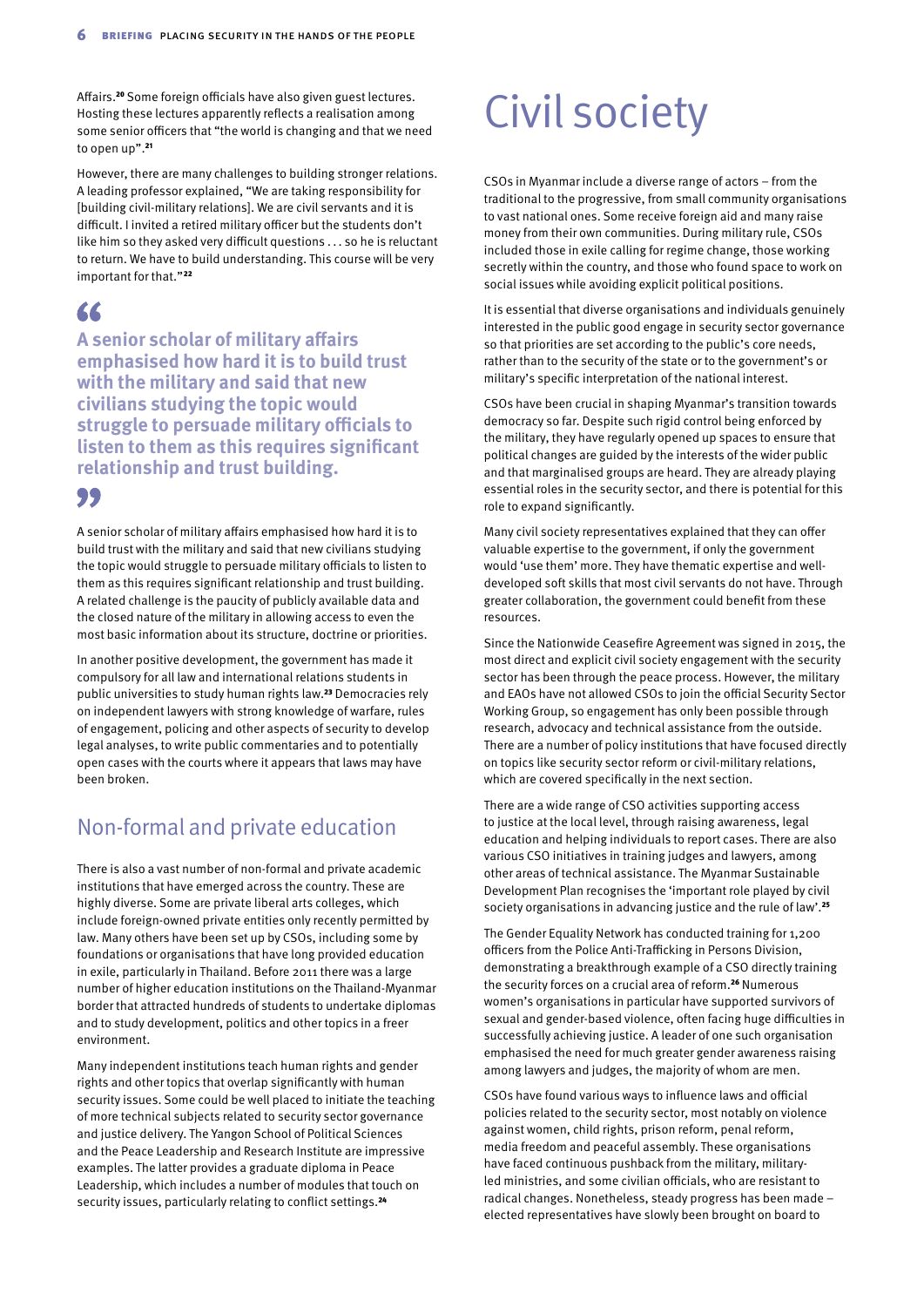Affairs.[20] Some foreign officials have also given guest lectures. Hosting these lectures apparently reflects a realisation among some senior officers that "the world is changing and that we need to open up".[21]

However, there are many challenges to building stronger relations. A leading professor explained, "We are taking responsibility for [building civil-military relations]. We are civil servants and it is difficult. I invited a retired military officer but the students don't like him so they asked very difficult questions . . . so he is reluctant to return. We have to build understanding. This course will be very important for that."[22]

> **A senior scholar of military affairs emphasised how hard it is to build trust with the military and said that new civilians studying the topic would struggle to persuade military officials to listen to them as this requires significant relationship and trust building.**

A senior scholar of military affairs emphasised how hard it is to build trust with the military and said that new civilians studying the topic would struggle to persuade military officials to listen to them as this requires significant relationship and trust building. A related challenge is the paucity of publicly available data and the closed nature of the military in allowing access to even the most basic information about its structure, doctrine or priorities.

In another positive development, the government has made it compulsory for all law and international relations students in public universities to study human rights law.[23] Democracies rely on independent lawyers with strong knowledge of warfare, rules of engagement, policing and other aspects of security to develop legal analyses, to write public commentaries and to potentially open cases with the courts where it appears that laws may have been broken.

## Non-formal and private education

There is also a vast number of non-formal and private academic institutions that have emerged across the country. These are highly diverse. Some are private liberal arts colleges, which include foreign-owned private entities only recently permitted by law. Many others have been set up by CSOs, including some by foundations or organisations that have long provided education in exile, particularly in Thailand. Before 2011 there was a large number of higher education institutions on the Thailand-Myanmar border that attracted hundreds of students to undertake diplomas and to study development, politics and other topics in a freer environment.

Many independent institutions teach human rights and gender rights and other topics that overlap significantly with human security issues. Some could be well placed to initiate the teaching of more technical subjects related to security sector governance and justice delivery. The Yangon School of Political Sciences and the Peace Leadership and Research Institute are impressive examples. The latter provides a graduate diploma in Peace Leadership, which includes a number of modules that touch on security issues, particularly relating to conflict settings.[24]

# Civil society

CSOs in Myanmar include a diverse range of actors – from the traditional to the progressive, from small community organisations to vast national ones. Some receive foreign aid and many raise money from their own communities. During military rule, CSOs included those in exile calling for regime change, those working secretly within the country, and those who found space to work on social issues while avoiding explicit political positions.

It is essential that diverse organisations and individuals genuinely interested in the public good engage in security sector governance so that priorities are set according to the public's core needs, rather than to the security of the state or to the government's or military's specific interpretation of the national interest.

CSOs have been crucial in shaping Myanmar's transition towards democracy so far. Despite such rigid control being enforced by the military, they have regularly opened up spaces to ensure that political changes are guided by the interests of the wider public and that marginalised groups are heard. They are already playing essential roles in the security sector, and there is potential for this role to expand significantly.

Many civil society representatives explained that they can offer valuable expertise to the government, if only the government would 'use them' more. They have thematic expertise and well-developed soft skills that most civil servants do not have. Through greater collaboration, the government could benefit from these resources.

Since the Nationwide Ceasefire Agreement was signed in 2015, the most direct and explicit civil society engagement with the security sector has been through the peace process. However, the military and EAOs have not allowed CSOs to join the official Security Sector Working Group, so engagement has only been possible through research, advocacy and technical assistance from the outside. There are a number of policy institutions that have focused directly on topics like security sector reform or civil-military relations, which are covered specifically in the next section.

There are a wide range of CSO activities supporting access to justice at the local level, through raising awareness, legal education and helping individuals to report cases. There are also various CSO initiatives in training judges and lawyers, among other areas of technical assistance. The Myanmar Sustainable Development Plan recognises the 'important role played by civil society organisations in advancing justice and the rule of law'.[25]

The Gender Equality Network has conducted training for 1,200 officers from the Police Anti-Trafficking in Persons Division, demonstrating a breakthrough example of a CSO directly training the security forces on a crucial area of reform.[26] Numerous women's organisations in particular have supported survivors of sexual and gender-based violence, often facing huge difficulties in successfully achieving justice. A leader of one such organisation emphasised the need for much greater gender awareness raising among lawyers and judges, the majority of whom are men.

CSOs have found various ways to influence laws and official policies related to the security sector, most notably on violence against women, child rights, prison reform, penal reform, media freedom and peaceful assembly. These organisations have faced continuous pushback from the military, military-led ministries, and some civilian officials, who are resistant to radical changes. Nonetheless, steady progress has been made – elected representatives have slowly been brought on board to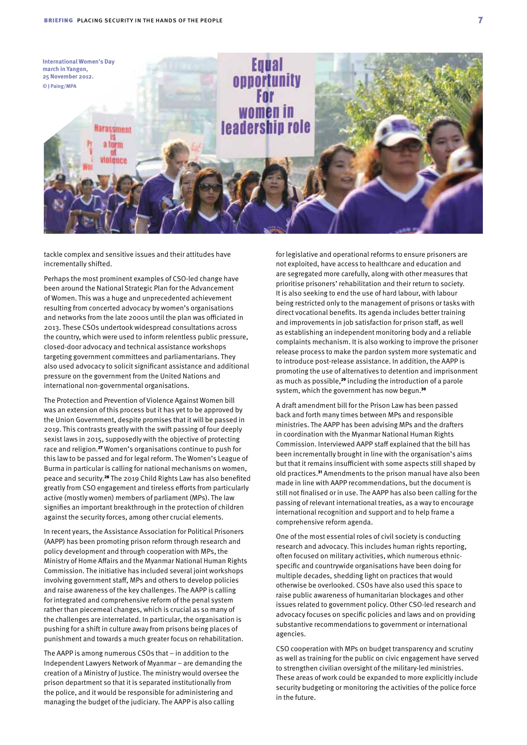International Women's Day march in Yangon, 25 November 2012.
© J Paing/MPA

tackle complex and sensitive issues and their attitudes have incrementally shifted.

Perhaps the most prominent examples of CSO-led change have been around the National Strategic Plan for the Advancement of Women. This was a huge and unprecedented achievement resulting from concerted advocacy by women's organisations and networks from the late 2000s until the plan was officiated in 2013. These CSOs undertook widespread consultations across the country, which were used to inform relentless public pressure, closed-door advocacy and technical assistance workshops targeting government committees and parliamentarians. They also used advocacy to solicit significant assistance and additional pressure on the government from the United Nations and international non-governmental organisations.

The Protection and Prevention of Violence Against Women bill was an extension of this process but it has yet to be approved by the Union Government, despite promises that it will be passed in 2019. This contrasts greatly with the swift passing of four deeply sexist laws in 2015, supposedly with the objective of protecting race and religion.[27] Women's organisations continue to push for this law to be passed and for legal reform. The Women's League of Burma in particular is calling for national mechanisms on women, peace and security.[28] The 2019 Child Rights Law has also benefited greatly from CSO engagement and tireless efforts from particularly active (mostly women) members of parliament (MPs). The law signifies an important breakthrough in the protection of children against the security forces, among other crucial elements.

In recent years, the Assistance Association for Political Prisoners (AAPP) has been promoting prison reform through research and policy development and through cooperation with MPs, the Ministry of Home Affairs and the Myanmar National Human Rights Commission. The initiative has included several joint workshops involving government staff, MPs and others to develop policies and raise awareness of the key challenges. The AAPP is calling for integrated and comprehensive reform of the penal system rather than piecemeal changes, which is crucial as so many of the challenges are interrelated. In particular, the organisation is pushing for a shift in culture away from prisons being places of punishment and towards a much greater focus on rehabilitation.

The AAPP is among numerous CSOs that – in addition to the Independent Lawyers Network of Myanmar – are demanding the creation of a Ministry of Justice. The ministry would oversee the prison department so that it is separated institutionally from the police, and it would be responsible for administering and managing the budget of the judiciary. The AAPP is also calling for legislative and operational reforms to ensure prisoners are not exploited, have access to healthcare and education and are segregated more carefully, along with other measures that prioritise prisoners' rehabilitation and their return to society. It is also seeking to end the use of hard labour, with labour being restricted only to the management of prisons or tasks with direct vocational benefits. Its agenda includes better training and improvements in job satisfaction for prison staff, as well as establishing an independent monitoring body and a reliable complaints mechanism. It is also working to improve the prisoner release process to make the pardon system more systematic and to introduce post-release assistance. In addition, the AAPP is promoting the use of alternatives to detention and imprisonment as much as possible,[29] including the introduction of a parole system, which the government has now begun.[30]

A draft amendment bill for the Prison Law has been passed back and forth many times between MPs and responsible ministries. The AAPP has been advising MPs and the drafters in coordination with the Myanmar National Human Rights Commission. Interviewed AAPP staff explained that the bill has been incrementally brought in line with the organisation's aims but that it remains insufficient with some aspects still shaped by old practices.[31] Amendments to the prison manual have also been made in line with AAPP recommendations, but the document is still not finalised or in use. The AAPP has also been calling for the passing of relevant international treaties, as a way to encourage international recognition and support and to help frame a comprehensive reform agenda.

One of the most essential roles of civil society is conducting research and advocacy. This includes human rights reporting, often focused on military activities, which numerous ethnic-specific and countrywide organisations have been doing for multiple decades, shedding light on practices that would otherwise be overlooked. CSOs have also used this space to raise public awareness of humanitarian blockages and other issues related to government policy. Other CSO-led research and advocacy focuses on specific policies and laws and on providing substantive recommendations to government or international agencies.

CSO cooperation with MPs on budget transparency and scrutiny as well as training for the public on civic engagement have served to strengthen civilian oversight of the military-led ministries. These areas of work could be expanded to more explicitly include security budgeting or monitoring the activities of the police force in the future.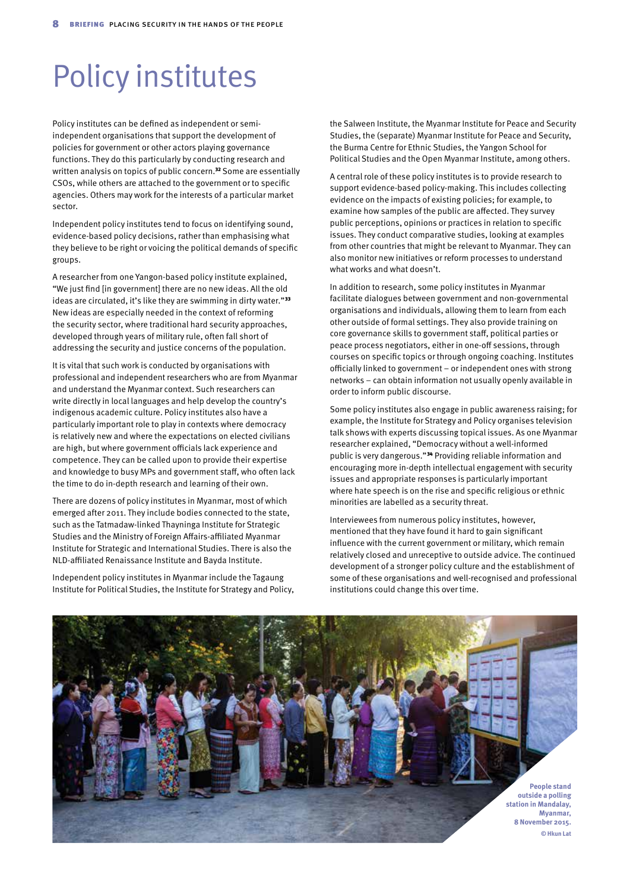# Policy institutes

Policy institutes can be defined as independent or semi-independent organisations that support the development of policies for government or other actors playing governance functions. They do this particularly by conducting research and written analysis on topics of public concern.[32] Some are essentially CSOs, while others are attached to the government or to specific agencies. Others may work for the interests of a particular market sector.

Independent policy institutes tend to focus on identifying sound, evidence-based policy decisions, rather than emphasising what they believe to be right or voicing the political demands of specific groups.

A researcher from one Yangon-based policy institute explained, "We just find [in government] there are no new ideas. All the old ideas are circulated, it's like they are swimming in dirty water."[33] New ideas are especially needed in the context of reforming the security sector, where traditional hard security approaches, developed through years of military rule, often fall short of addressing the security and justice concerns of the population.

It is vital that such work is conducted by organisations with professional and independent researchers who are from Myanmar and understand the Myanmar context. Such researchers can write directly in local languages and help develop the country's indigenous academic culture. Policy institutes also have a particularly important role to play in contexts where democracy is relatively new and where the expectations on elected civilians are high, but where government officials lack experience and competence. They can be called upon to provide their expertise and knowledge to busy MPs and government staff, who often lack the time to do in-depth research and learning of their own.

There are dozens of policy institutes in Myanmar, most of which emerged after 2011. They include bodies connected to the state, such as the Tatmadaw-linked Thayninga Institute for Strategic Studies and the Ministry of Foreign Affairs-affiliated Myanmar Institute for Strategic and International Studies. There is also the NLD-affiliated Renaissance Institute and Bayda Institute.

Independent policy institutes in Myanmar include the Tagaung Institute for Political Studies, the Institute for Strategy and Policy, the Salween Institute, the Myanmar Institute for Peace and Security Studies, the (separate) Myanmar Institute for Peace and Security, the Burma Centre for Ethnic Studies, the Yangon School for Political Studies and the Open Myanmar Institute, among others.

A central role of these policy institutes is to provide research to support evidence-based policy-making. This includes collecting evidence on the impacts of existing policies; for example, to examine how samples of the public are affected. They survey public perceptions, opinions or practices in relation to specific issues. They conduct comparative studies, looking at examples from other countries that might be relevant to Myanmar. They can also monitor new initiatives or reform processes to understand what works and what doesn't.

In addition to research, some policy institutes in Myanmar facilitate dialogues between government and non-governmental organisations and individuals, allowing them to learn from each other outside of formal settings. They also provide training on core governance skills to government staff, political parties or peace process negotiators, either in one-off sessions, through courses on specific topics or through ongoing coaching. Institutes officially linked to government – or independent ones with strong networks – can obtain information not usually openly available in order to inform public discourse.

Some policy institutes also engage in public awareness raising; for example, the Institute for Strategy and Policy organises television talk shows with experts discussing topical issues. As one Myanmar researcher explained, "Democracy without a well-informed public is very dangerous."[34] Providing reliable information and encouraging more in-depth intellectual engagement with security issues and appropriate responses is particularly important where hate speech is on the rise and specific religious or ethnic minorities are labelled as a security threat.

Interviewees from numerous policy institutes, however, mentioned that they have found it hard to gain significant influence with the current government or military, which remain relatively closed and unreceptive to outside advice. The continued development of a stronger policy culture and the establishment of some of these organisations and well-recognised and professional institutions could change this over time.

People stand outside a polling station in Mandalay, Myanmar, 8 November 2015. © Hkun Lat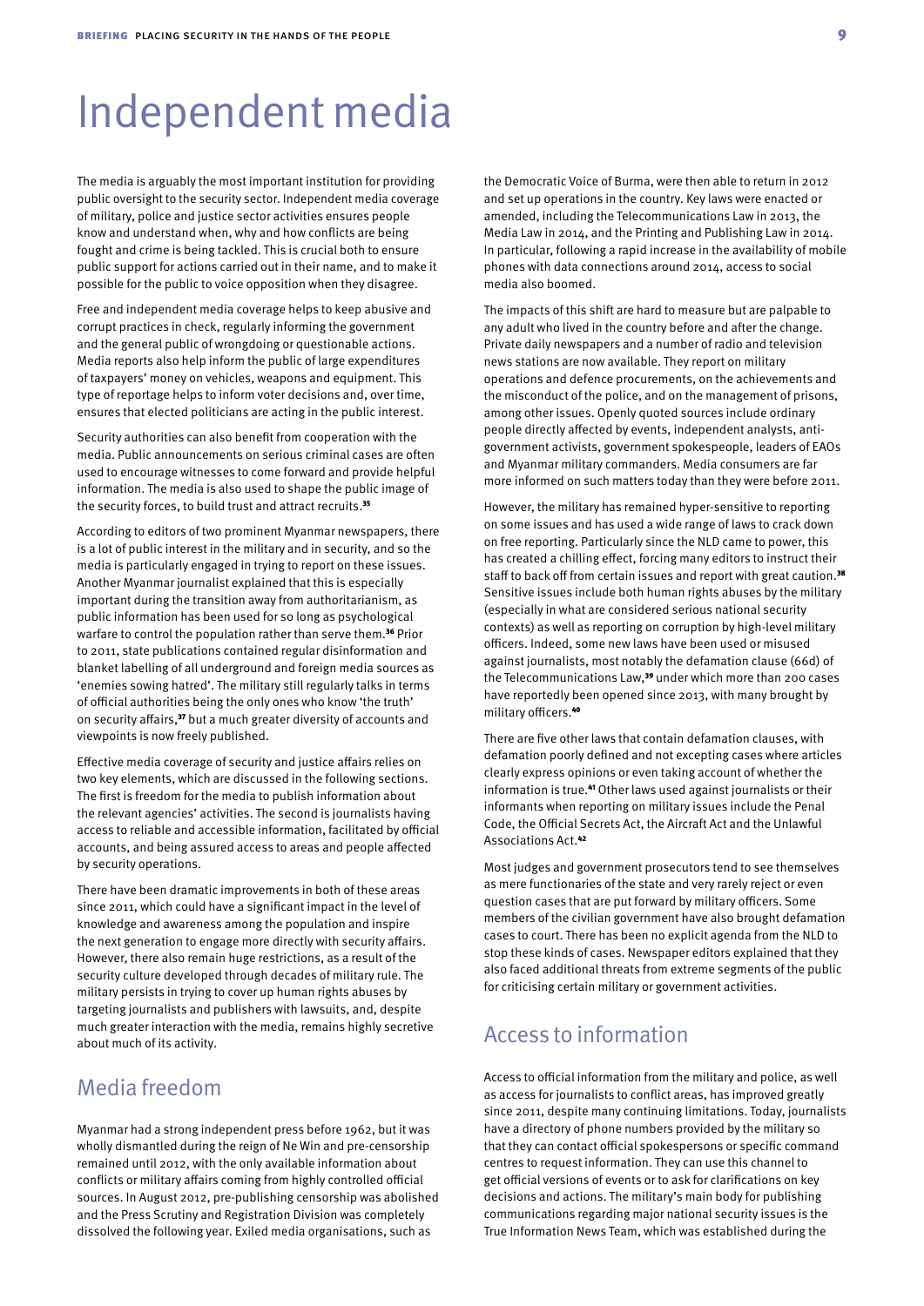# Independent media

The media is arguably the most important institution for providing public oversight to the security sector. Independent media coverage of military, police and justice sector activities ensures people know and understand when, why and how conflicts are being fought and crime is being tackled. This is crucial both to ensure public support for actions carried out in their name, and to make it possible for the public to voice opposition when they disagree.

Free and independent media coverage helps to keep abusive and corrupt practices in check, regularly informing the government and the general public of wrongdoing or questionable actions. Media reports also help inform the public of large expenditures of taxpayers' money on vehicles, weapons and equipment. This type of reportage helps to inform voter decisions and, over time, ensures that elected politicians are acting in the public interest.

Security authorities can also benefit from cooperation with the media. Public announcements on serious criminal cases are often used to encourage witnesses to come forward and provide helpful information. The media is also used to shape the public image of the security forces, to build trust and attract recruits.[35]

According to editors of two prominent Myanmar newspapers, there is a lot of public interest in the military and in security, and so the media is particularly engaged in trying to report on these issues. Another Myanmar journalist explained that this is especially important during the transition away from authoritarianism, as public information has been used for so long as psychological warfare to control the population rather than serve them.[36] Prior to 2011, state publications contained regular disinformation and blanket labelling of all underground and foreign media sources as 'enemies sowing hatred'. The military still regularly talks in terms of official authorities being the only ones who know 'the truth' on security affairs,[37] but a much greater diversity of accounts and viewpoints is now freely published.

Effective media coverage of security and justice affairs relies on two key elements, which are discussed in the following sections. The first is freedom for the media to publish information about the relevant agencies' activities. The second is journalists having access to reliable and accessible information, facilitated by official accounts, and being assured access to areas and people affected by security operations.

There have been dramatic improvements in both of these areas since 2011, which could have a significant impact in the level of knowledge and awareness among the population and inspire the next generation to engage more directly with security affairs. However, there also remain huge restrictions, as a result of the security culture developed through decades of military rule. The military persists in trying to cover up human rights abuses by targeting journalists and publishers with lawsuits, and, despite much greater interaction with the media, remains highly secretive about much of its activity.

## Media freedom

Myanmar had a strong independent press before 1962, but it was wholly dismantled during the reign of Ne Win and pre-censorship remained until 2012, with the only available information about conflicts or military affairs coming from highly controlled official sources. In August 2012, pre-publishing censorship was abolished and the Press Scrutiny and Registration Division was completely dissolved the following year. Exiled media organisations, such as the Democratic Voice of Burma, were then able to return in 2012 and set up operations in the country. Key laws were enacted or amended, including the Telecommunications Law in 2013, the Media Law in 2014, and the Printing and Publishing Law in 2014. In particular, following a rapid increase in the availability of mobile phones with data connections around 2014, access to social media also boomed.

The impacts of this shift are hard to measure but are palpable to any adult who lived in the country before and after the change. Private daily newspapers and a number of radio and television news stations are now available. They report on military operations and defence procurements, on the achievements and the misconduct of the police, and on the management of prisons, among other issues. Openly quoted sources include ordinary people directly affected by events, independent analysts, anti-government activists, government spokespeople, leaders of EAOs and Myanmar military commanders. Media consumers are far more informed on such matters today than they were before 2011.

However, the military has remained hyper-sensitive to reporting on some issues and has used a wide range of laws to crack down on free reporting. Particularly since the NLD came to power, this has created a chilling effect, forcing many editors to instruct their staff to back off from certain issues and report with great caution.[38] Sensitive issues include both human rights abuses by the military (especially in what are considered serious national security contexts) as well as reporting on corruption by high-level military officers. Indeed, some new laws have been used or misused against journalists, most notably the defamation clause (66d) of the Telecommunications Law,[39] under which more than 200 cases have reportedly been opened since 2013, with many brought by military officers.[40]

There are five other laws that contain defamation clauses, with defamation poorly defined and not excepting cases where articles clearly express opinions or even taking account of whether the information is true.[41] Other laws used against journalists or their informants when reporting on military issues include the Penal Code, the Official Secrets Act, the Aircraft Act and the Unlawful Associations Act.[42]

Most judges and government prosecutors tend to see themselves as mere functionaries of the state and very rarely reject or even question cases that are put forward by military officers. Some members of the civilian government have also brought defamation cases to court. There has been no explicit agenda from the NLD to stop these kinds of cases. Newspaper editors explained that they also faced additional threats from extreme segments of the public for criticising certain military or government activities.

## Access to information

Access to official information from the military and police, as well as access for journalists to conflict areas, has improved greatly since 2011, despite many continuing limitations. Today, journalists have a directory of phone numbers provided by the military so that they can contact official spokespersons or specific command centres to request information. They can use this channel to get official versions of events or to ask for clarifications on key decisions and actions. The military's main body for publishing communications regarding major national security issues is the True Information News Team, which was established during the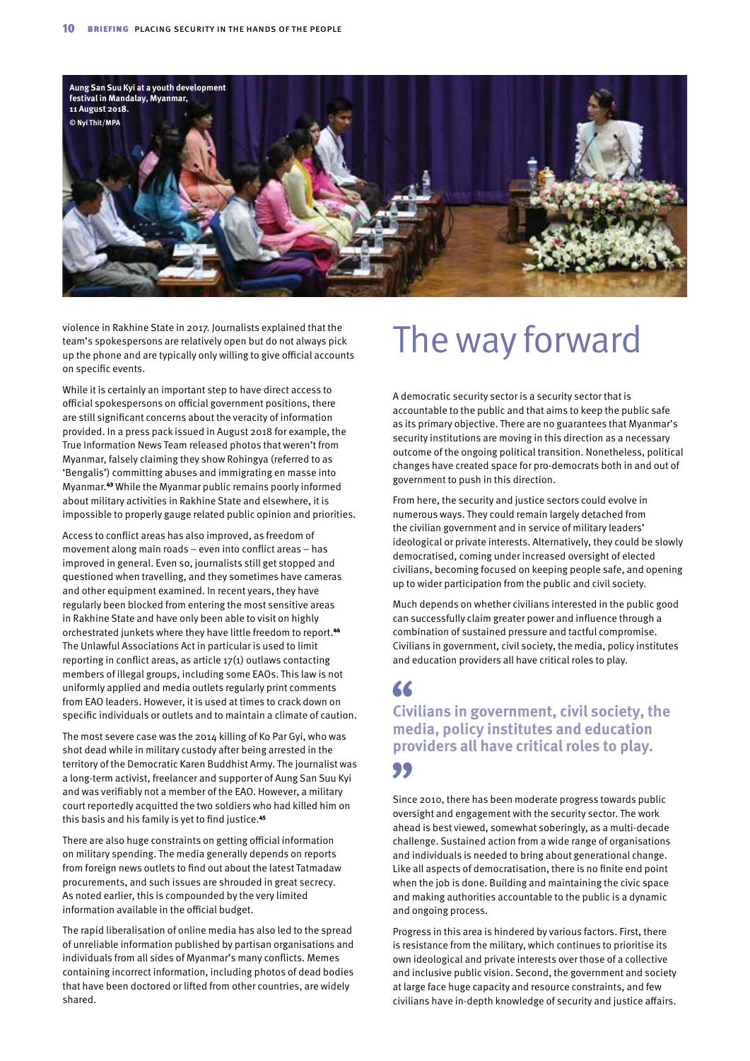Aung San Suu Kyi at a youth development festival in Mandalay, Myanmar, 11 August 2018. © Nyi Thit/MPA

violence in Rakhine State in 2017. Journalists explained that the team's spokespersons are relatively open but do not always pick up the phone and are typically only willing to give official accounts on specific events.

While it is certainly an important step to have direct access to official spokespersons on official government positions, there are still significant concerns about the veracity of information provided. In a press pack issued in August 2018 for example, the True Information News Team released photos that weren't from Myanmar, falsely claiming they show Rohingya (referred to as 'Bengalis') committing abuses and immigrating en masse into Myanmar.[43] While the Myanmar public remains poorly informed about military activities in Rakhine State and elsewhere, it is impossible to properly gauge related public opinion and priorities.

Access to conflict areas has also improved, as freedom of movement along main roads – even into conflict areas – has improved in general. Even so, journalists still get stopped and questioned when travelling, and they sometimes have cameras and other equipment examined. In recent years, they have regularly been blocked from entering the most sensitive areas in Rakhine State and have only been able to visit on highly orchestrated junkets where they have little freedom to report.[44] The Unlawful Associations Act in particular is used to limit reporting in conflict areas, as article 17(1) outlaws contacting members of illegal groups, including some EAOs. This law is not uniformly applied and media outlets regularly print comments from EAO leaders. However, it is used at times to crack down on specific individuals or outlets and to maintain a climate of caution.

The most severe case was the 2014 killing of Ko Par Gyi, who was shot dead while in military custody after being arrested in the territory of the Democratic Karen Buddhist Army. The journalist was a long-term activist, freelancer and supporter of Aung San Suu Kyi and was verifiably not a member of the EAO. However, a military court reportedly acquitted the two soldiers who had killed him on this basis and his family is yet to find justice.[45]

There are also huge constraints on getting official information on military spending. The media generally depends on reports from foreign news outlets to find out about the latest Tatmadaw procurements, and such issues are shrouded in great secrecy. As noted earlier, this is compounded by the very limited information available in the official budget.

The rapid liberalisation of online media has also led to the spread of unreliable information published by partisan organisations and individuals from all sides of Myanmar's many conflicts. Memes containing incorrect information, including photos of dead bodies that have been doctored or lifted from other countries, are widely shared.

# The way forward

A democratic security sector is a security sector that is accountable to the public and that aims to keep the public safe as its primary objective. There are no guarantees that Myanmar's security institutions are moving in this direction as a necessary outcome of the ongoing political transition. Nonetheless, political changes have created space for pro-democrats both in and out of government to push in this direction.

From here, the security and justice sectors could evolve in numerous ways. They could remain largely detached from the civilian government and in service of military leaders' ideological or private interests. Alternatively, they could be slowly democratised, coming under increased oversight of elected civilians, becoming focused on keeping people safe, and opening up to wider participation from the public and civil society.

Much depends on whether civilians interested in the public good can successfully claim greater power and influence through a combination of sustained pressure and tactful compromise. Civilians in government, civil society, the media, policy institutes and education providers all have critical roles to play.

> **"Civilians in government, civil society, the media, policy institutes and education providers all have critical roles to play."**

Since 2010, there has been moderate progress towards public oversight and engagement with the security sector. The work ahead is best viewed, somewhat soberingly, as a multi-decade challenge. Sustained action from a wide range of organisations and individuals is needed to bring about generational change. Like all aspects of democratisation, there is no finite end point when the job is done. Building and maintaining the civic space and making authorities accountable to the public is a dynamic and ongoing process.

Progress in this area is hindered by various factors. First, there is resistance from the military, which continues to prioritise its own ideological and private interests over those of a collective and inclusive public vision. Second, the government and society at large face huge capacity and resource constraints, and few civilians have in-depth knowledge of security and justice affairs.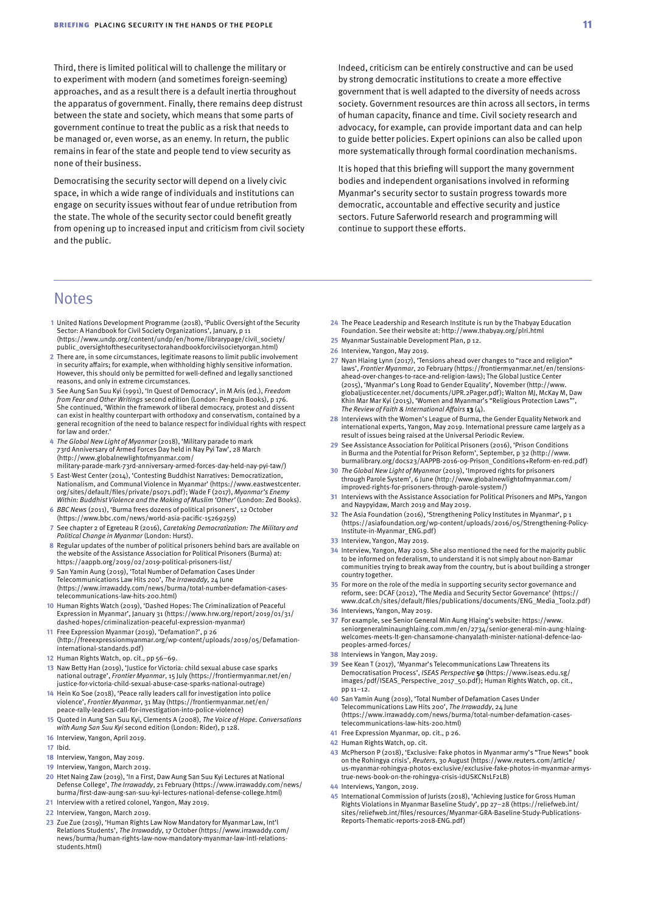Third, there is limited political will to challenge the military or to experiment with modern (and sometimes foreign-seeming) approaches, and as a result there is a default inertia throughout the apparatus of government. Finally, there remains deep distrust between the state and society, which means that some parts of government continue to treat the public as a risk that needs to be managed or, even worse, as an enemy. In return, the public remains in fear of the state and people tend to view security as none of their business.

Democratising the security sector will depend on a lively civic space, in which a wide range of individuals and institutions can engage on security issues without fear of undue retribution from the state. The whole of the security sector could benefit greatly from opening up to increased input and criticism from civil society and the public.

Indeed, criticism can be entirely constructive and can be used by strong democratic institutions to create a more effective government that is well adapted to the diversity of needs across society. Government resources are thin across all sectors, in terms of human capacity, finance and time. Civil society research and advocacy, for example, can provide important data and can help to guide better policies. Expert opinions can also be called upon more systematically through formal coordination mechanisms.

It is hoped that this briefing will support the many government bodies and independent organisations involved in reforming Myanmar's security sector to sustain progress towards more democratic, accountable and effective security and justice sectors. Future Saferworld research and programming will continue to support these efforts.

## Notes

1. United Nations Development Programme (2018), 'Public Oversight of the Security Sector: A Handbook for Civil Society Organizations', January, p 11 (https://www.undp.org/content/undp/en/home/librarypage/civil_society/public_oversightofthesecuritysectorahandbookforcivilsocietyorgan.html)
2. There are, in some circumstances, legitimate reasons to limit public involvement in security affairs; for example, when withholding highly sensitive information. However, this should only be permitted for well-defined and legally sanctioned reasons, and only in extreme circumstances.
3. See Aung San Suu Kyi (1991), 'In Quest of Democracy', in M Aris (ed.), *Freedom from Fear and Other Writings* second edition (London: Penguin Books), p 176. She continued, 'Within the framework of liberal democracy, protest and dissent can exist in healthy counterpart with orthodoxy and conservatism, contained by a general recognition of the need to balance respect for individual rights with respect for law and order.'
4. *The Global New Light of Myanmar* (2018), 'Military parade to mark 73rd Anniversary of Armed Forces Day held in Nay Pyi Taw', 28 March (http://www.globalnewlightofmyanmar.com/military-parade-mark-73rd-anniversary-armed-forces-day-held-nay-pyi-taw/)
5. East-West Center (2014), 'Contesting Buddhist Narratives: Democratization, Nationalism, and Communal Violence in Myanmar' (https://www.eastwestcenter.org/sites/default/files/private/ps071.pdf); Wade F (2017), *Myanmar's Enemy Within: Buddhist Violence and the Making of Muslim 'Other'* (London: Zed Books).
6. *BBC News* (2011), 'Burma frees dozens of political prisoners', 12 October (https://www.bbc.com/news/world-asia-pacific-15269259)
7. See chapter 2 of Egreteau R (2016), *Caretaking Democratization: The Military and Political Change in Myanmar* (London: Hurst).
8. Regular updates of the number of political prisoners behind bars are available on the website of the Assistance Association for Political Prisoners (Burma) at: https://aappb.org/2019/02/2019-political-prisoners-list/
9. San Yamin Aung (2019), 'Total Number of Defamation Cases Under Telecommunications Law Hits 200', *The Irrawaddy*, 24 June (https://www.irrawaddy.com/news/burma/total-number-defamation-cases-telecommunications-law-hits-200.html)
10. Human Rights Watch (2019), 'Dashed Hopes: The Criminalization of Peaceful Expression in Myanmar', January 31 (https://www.hrw.org/report/2019/01/31/dashed-hopes/criminalization-peaceful-expression-myanmar)
11. Free Expression Myanmar (2019), 'Defamation?', p 26 (http://freeexpressionmyanmar.org/wp-content/uploads/2019/05/Defamation-international-standards.pdf)
12. Human Rights Watch, op. cit., pp 56–69.
13. Naw Betty Han (2019), 'Justice for Victoria: child sexual abuse case sparks national outrage', *Frontier Myanmar*, 15 July (https://frontiermyanmar.net/en/justice-for-victoria-child-sexual-abuse-case-sparks-national-outrage)
14. Hein Ko Soe (2018), 'Peace rally leaders call for investigation into police violence', *Frontier Myanmar*, 31 May (https://frontiermyanmar.net/en/peace-rally-leaders-call-for-investigation-into-police-violence)
15. Quoted in Aung San Suu Kyi, Clements A (2008), *The Voice of Hope. Conversations with Aung San Suu Kyi* second edition (London: Rider), p 128.
16. Interview, Yangon, April 2019.
17. Ibid.
18. Interview, Yangon, May 2019.
19. Interview, Yangon, March 2019.
20. Htet Naing Zaw (2019), 'In a First, Daw Aung San Suu Kyi Lectures at National Defense College', *The Irrawaddy*, 21 February (https://www.irrawaddy.com/news/burma/first-daw-aung-san-suu-kyi-lectures-national-defense-college.html)
21. Interview with a retired colonel, Yangon, May 2019.
22. Interview, Yangon, March 2019.
23. Zue Zue (2019), 'Human Rights Law Now Mandatory for Myanmar Law, Int'l Relations Students', *The Irrawaddy*, 17 October (https://www.irrawaddy.com/news/burma/human-rights-law-now-mandatory-myanmar-law-intl-relations-students.html)
24. The Peace Leadership and Research Institute is run by the Thabyay Education Foundation. See their website at: http://www.thabyay.org/plri.html
25. Myanmar Sustainable Development Plan, p 12.
26. Interview, Yangon, May 2019.
27. Nyan Hlaing Lynn (2017), 'Tensions ahead over changes to "race and religion" laws', *Frontier Myanmar*, 20 February (https://frontiermyanmar.net/en/tensions-ahead-over-changes-to-race-and-religion-laws); The Global Justice Center (2015), 'Myanmar's Long Road to Gender Equality', November (http://www.globaljusticecenter.net/documents/UPR.2Pager.pdf); Walton MJ, McKay M, Daw Khin Mar Mar Kyi (2015), 'Women and Myanmar's "Religious Protection Laws"', *The Review of Faith & International Affairs* **13** (4).
28. Interviews with the Women's League of Burma, the Gender Equality Network and international experts, Yangon, May 2019. International pressure came largely as a result of issues being raised at the Universal Periodic Review.
29. See Assistance Association for Political Prisoners (2016), 'Prison Conditions in Burma and the Potential for Prison Reform', September, p 32 (http://www.burmalibrary.org/docs23/AAPPB-2016-09-Prison_Conditions+Reform-en-red.pdf)
30. *The Global New Light of Myanmar* (2019), 'Improved rights for prisoners through Parole System', 6 June (http://www.globalnewlightofmyanmar.com/improved-rights-for-prisoners-through-parole-system/)
31. Interviews with the Assistance Association for Political Prisoners and MPs, Yangon and Naypyidaw, March 2019 and May 2019.
32. The Asia Foundation (2016), 'Strengthening Policy Institutes in Myanmar', p 1 (https://asiafoundation.org/wp-content/uploads/2016/05/Strengthening-Policy-Institute-in-Myanmar_ENG.pdf)
33. Interview, Yangon, May 2019.
34. Interview, Yangon, May 2019. She also mentioned the need for the majority public to be informed on federalism, to understand it is not simply about non-Bamar communities trying to break away from the country, but is about building a stronger country together.
35. For more on the role of the media in supporting security sector governance and reform, see: DCAF (2012), 'The Media and Security Sector Governance' (https://www.dcaf.ch/sites/default/files/publications/documents/ENG_Media_Tool2.pdf)
36. Interviews, Yangon, May 2019.
37. For example, see Senior General Min Aung Hlaing's website: https://www.seniorgeneralminaunghlaing.com.mm/en/2734/senior-general-min-aung-hlaing-welcomes-meets-lt-gen-chansamone-chanyalath-minister-national-defence-lao-peoples-armed-forces/
38. Interviews in Yangon, May 2019.
39. See Kean T (2017), 'Myanmar's Telecommunications Law Threatens its Democratisation Process', *ISEAS Perspective* **50** (https://www.iseas.edu.sg/images/pdf/ISEAS_Perspective_2017_50.pdf); Human Rights Watch, op. cit., pp 11–12.
40. San Yamin Aung (2019), 'Total Number of Defamation Cases Under Telecommunications Law Hits 200', *The Irrawaddy*, 24 June (https://www.irrawaddy.com/news/burma/total-number-defamation-cases-telecommunications-law-hits-200.html)
41. Free Expression Myanmar, op. cit., p 26.
42. Human Rights Watch, op. cit.
43. McPherson P (2018), 'Exclusive: Fake photos in Myanmar army's "True News" book on the Rohingya crisis', *Reuters*, 30 August (https://www.reuters.com/article/us-myanmar-rohingya-photos-exclusive/exclusive-fake-photos-in-myanmar-armys-true-news-book-on-the-rohingya-crisis-idUSKCN1LF2LB)
44. Interviews, Yangon, 2019.
45. International Commission of Jurists (2018), 'Achieving Justice for Gross Human Rights Violations in Myanmar Baseline Study', pp 27–28 (https://reliefweb.int/sites/reliefweb.int/files/resources/Myanmar-GRA-Baseline-Study-Publications-Reports-Thematic-reports-2018-ENG.pdf)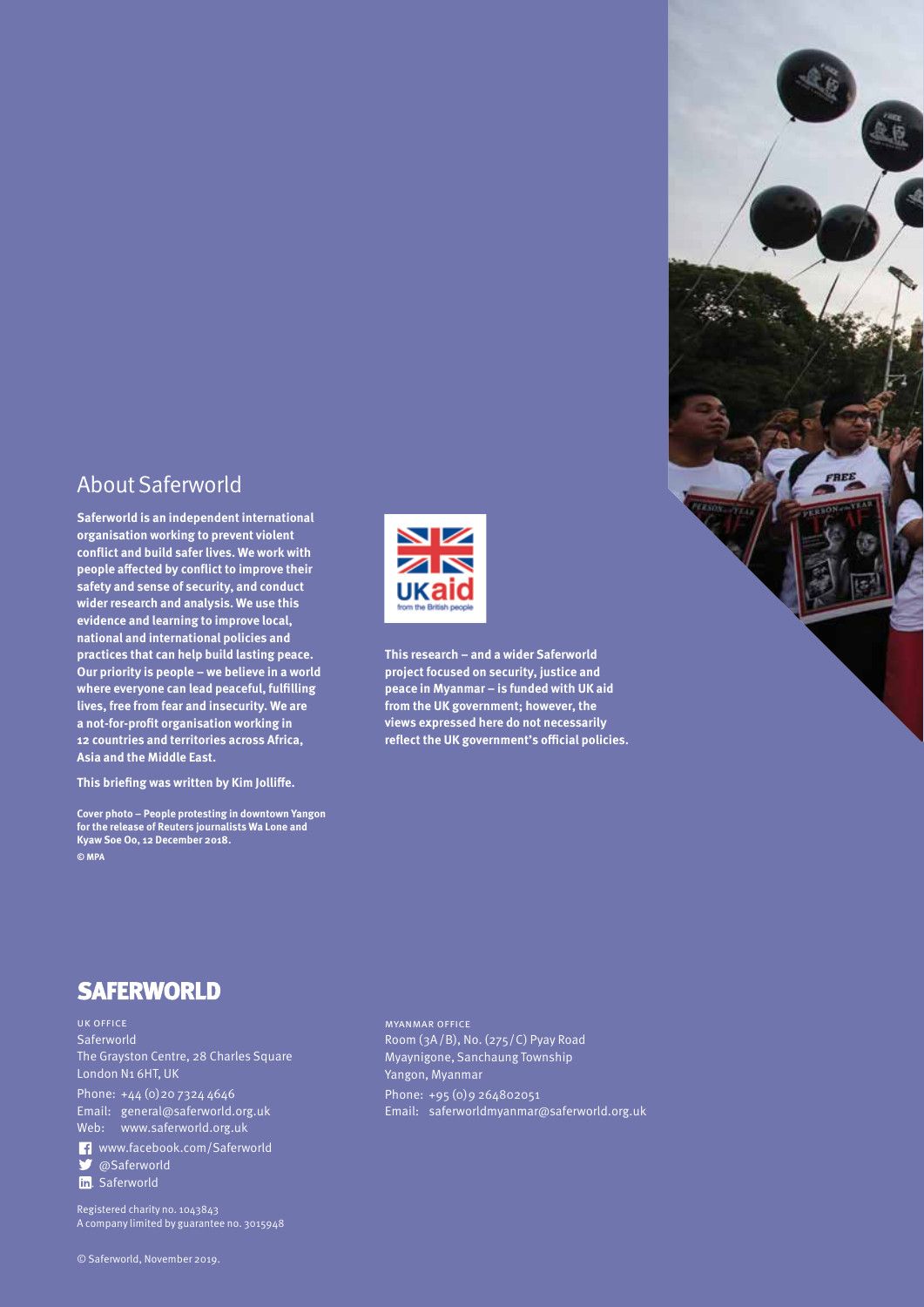## About Saferworld

**Saferworld is an independent international organisation working to prevent violent conflict and build safer lives. We work with people affected by conflict to improve their safety and sense of security, and conduct wider research and analysis. We use this evidence and learning to improve local, national and international policies and practices that can help build lasting peace. Our priority is people – we believe in a world where everyone can lead peaceful, fulfilling lives, free from fear and insecurity. We are a not-for-profit organisation working in 12 countries and territories across Africa, Asia and the Middle East.**

**This briefing was written by Kim Jolliffe.**

**Cover photo – People protesting in downtown Yangon for the release of Reuters journalists Wa Lone and Kyaw Soe Oo, 12 December 2018. © MPA**

UKaid from the British people

**This research – and a wider Saferworld project focused on security, justice and peace in Myanmar – is funded with UK aid from the UK government; however, the views expressed here do not necessarily reflect the UK government's official policies.**

**SAFERWORLD**

UK OFFICE
Saferworld
The Grayston Centre, 28 Charles Square
London N1 6HT, UK

Phone: +44 (0)20 7324 4646
Email: general@saferworld.org.uk
Web: www.saferworld.org.uk

www.facebook.com/Saferworld
@Saferworld
Saferworld

Registered charity no. 1043843
A company limited by guarantee no. 3015948

MYANMAR OFFICE
Room (3A/B), No. (275/C) Pyay Road
Myaynigone, Sanchaung Township
Yangon, Myanmar

Phone: +95 (0)9 264802051
Email: saferworldmyanmar@saferworld.org.uk

© Saferworld, November 2019.